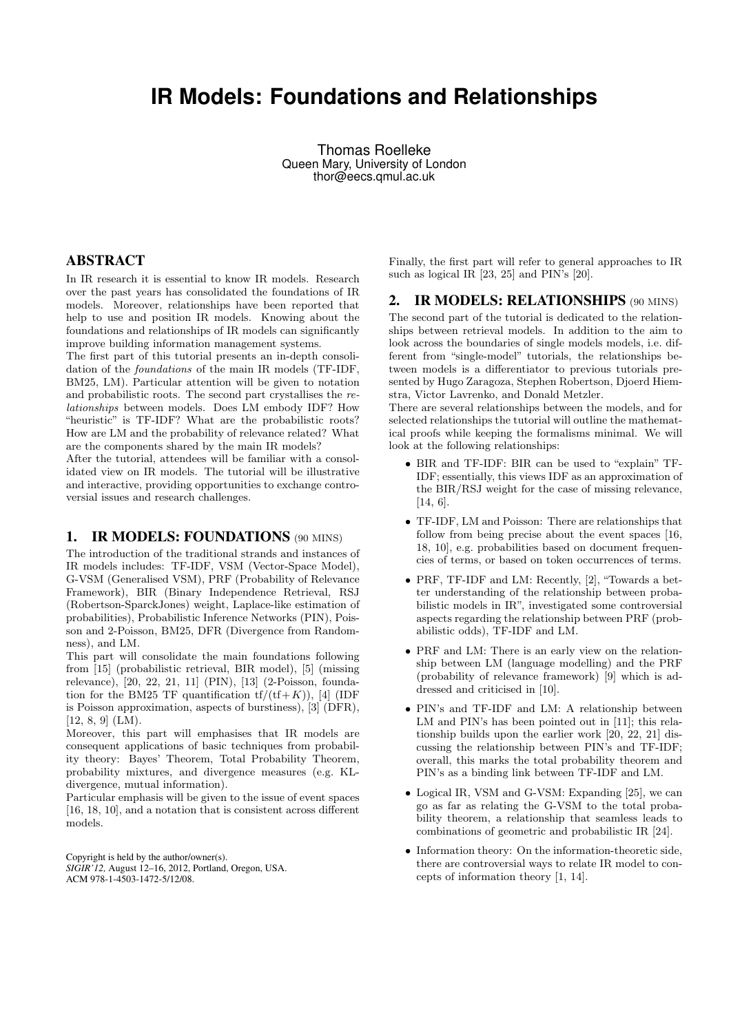# IR Models: Foundations and Relationships

Thomas Roelleke
Queen Mary, University of London
thor@eecs.qmul.ac.uk

## ABSTRACT

In IR research it is essential to know IR models. Research over the past years has consolidated the foundations of IR models. Moreover, relationships have been reported that help to use and position IR models. Knowing about the foundations and relationships of IR models can significantly improve building information management systems.

The first part of this tutorial presents an in-depth consolidation of the *foundations* of the main IR models (TF-IDF, BM25, LM). Particular attention will be given to notation and probabilistic roots. The second part crystallises the *relationships* between models. Does LM embody IDF? How "heuristic" is TF-IDF? What are the probabilistic roots? How are LM and the probability of relevance related? What are the components shared by the main IR models?

After the tutorial, attendees will be familiar with a consolidated view on IR models. The tutorial will be illustrative and interactive, providing opportunities to exchange controversial issues and research challenges.

## 1. IR MODELS: FOUNDATIONS (90 MINS)

The introduction of the traditional strands and instances of IR models includes: TF-IDF, VSM (Vector-Space Model), G-VSM (Generalised VSM), PRF (Probability of Relevance Framework), BIR (Binary Independence Retrieval, RSJ (Robertson-SparckJones) weight, Laplace-like estimation of probabilities), Probabilistic Inference Networks (PIN), Poisson and 2-Poisson, BM25, DFR (Divergence from Randomness), and LM.

This part will consolidate the main foundations following from [15] (probabilistic retrieval, BIR model), [5] (missing relevance), [20, 22, 21, 11] (PIN), [13] (2-Poisson, foundation for the BM25 TF quantification $\text{tf}/(\text{tf}+K)$), [4] (IDF is Poisson approximation, aspects of burstiness), [3] (DFR), [12, 8, 9] (LM).

Moreover, this part will emphasises that IR models are consequent applications of basic techniques from probability theory: Bayes' Theorem, Total Probability Theorem, probability mixtures, and divergence measures (e.g. KL-divergence, mutual information).

Particular emphasis will be given to the issue of event spaces [16, 18, 10], and a notation that is consistent across different models.

Finally, the first part will refer to general approaches to IR such as logical IR [23, 25] and PIN's [20].

## 2. IR MODELS: RELATIONSHIPS (90 MINS)

The second part of the tutorial is dedicated to the relationships between retrieval models. In addition to the aim to look across the boundaries of single models models, i.e. different from "single-model" tutorials, the relationships between models is a differentiator to previous tutorials presented by Hugo Zaragoza, Stephen Robertson, Djoerd Hiemstra, Victor Lavrenko, and Donald Metzler.

There are several relationships between the models, and for selected relationships the tutorial will outline the mathematical proofs while keeping the formalisms minimal. We will look at the following relationships:

- BIR and TF-IDF: BIR can be used to "explain" TF-IDF; essentially, this views IDF as an approximation of the BIR/RSJ weight for the case of missing relevance, [14, 6].
- TF-IDF, LM and Poisson: There are relationships that follow from being precise about the event spaces [16, 18, 10], e.g. probabilities based on document frequencies of terms, or based on token occurrences of terms.
- PRF, TF-IDF and LM: Recently, [2], "Towards a better understanding of the relationship between probabilistic models in IR", investigated some controversial aspects regarding the relationship between PRF (probabilistic odds), TF-IDF and LM.
- PRF and LM: There is an early view on the relationship between LM (language modelling) and the PRF (probability of relevance framework) [9] which is addressed and criticised in [10].
- PIN's and TF-IDF and LM: A relationship between LM and PIN's has been pointed out in [11]; this relationship builds upon the earlier work [20, 22, 21] discussing the relationship between PIN's and TF-IDF; overall, this marks the total probability theorem and PIN's as a binding link between TF-IDF and LM.
- Logical IR, VSM and G-VSM: Expanding [25], we can go as far as relating the G-VSM to the total probability theorem, a relationship that seamless leads to combinations of geometric and probabilistic IR [24].
- Information theory: On the information-theoretic side, there are controversial ways to relate IR model to concepts of information theory [1, 14].

Copyright is held by the author/owner(s).
*SIGIR'12,* August 12–16, 2012, Portland, Oregon, USA.
ACM 978-1-4503-1472-5/12/08.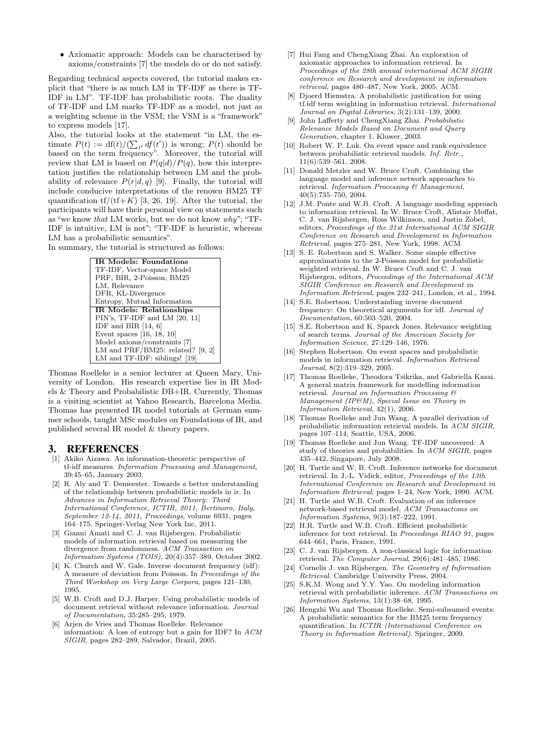- Axiomatic approach: Models can be characterised by axioms/constraints [7] the models do or do not satisfy.

Regarding technical aspects covered, the tutorial makes explicit that "there is as much LM in TF-IDF as there is TF-IDF in LM". TF-IDF has probabilistic roots. The duality of TF-IDF and LM marks TF-IDF as a model, not just as a weighting scheme in the VSM; the VSM is a "framework" to express models [17].

Also, the tutorial looks at the statement "in LM, the estimate $P(t) := \mathrm{df}(t)/(\sum_{t'} df(t'))$ is wrong; $P(t)$ should be based on the term frequency". Moreover, the tutorial will review that LM is based on $P(q|d)/P(q)$, how this interpretation justifies the relationship between LM and the probability of relevance $P(r|d,q)$ [9]. Finally, the tutorial will include conducive interpretations of the renown BM25 TF quantification $\mathrm{tf}/(\mathrm{tf}+K)$ [3, 26, 19]. After the tutorial, the participants will have their personal view on statements such as "we know *that* LM works, but we do not know *why*"; "TF-IDF is intuitive, LM is not"; "TF-IDF is heuristic, whereas LM has a probabilistic semantics".

In summary, the tutorial is structured as follows:

| |
|---|
| **IR Models: Foundations** |
| TF-IDF, Vector-space Model |
| PRF, BIR, 2-Poisson, BM25 |
| LM, Relevance |
| DFR, KL-Divergence |
| Entropy, Mutual Information |
| **IR Models: Relationships** |
| PIN's, TF-IDF and LM [20, 11] |
| IDF and BIR [14, 6] |
| Event spaces [16, 18, 10] |
| Model axioms/constraints [7] |
| LM and PRF/BM25: related? [9, 2] |
| LM and TF-IDF: siblings! [19] |

Thomas Roelleke is a senior lecturer at Queen Mary, University of London. His research expertise lies in IR Models & Theory and Probabilistic DB+IR. Currently, Thomas is a visiting scientist at Yahoo Research, Barcelona Media. Thomas has presented IR model tutorials at German summer schools, taught MSc modules on Foundations of IR, and published several IR model & theory papers.

## 3. REFERENCES

[1] Akiko Aizawa. An information-theoretic perspective of tf-idf measures. *Information Processing and Management*, 39:45–65, January 2003.

[2] R. Aly and T. Demeester. Towards a better understanding of the relationship between probabilistic models in ir. In *Advances in Information Retrieval Theory: Third International Conference, ICTIR, 2011, Bertinoro, Italy, September 12-14, 2011, Proceedings*, volume 6931, pages 164–175. Springer-Verlag New York Inc, 2011.

[3] Gianni Amati and C. J. van Rijsbergen. Probabilistic models of information retrieval based on measuring the divergence from randomness. *ACM Transaction on Information Systems (TOIS)*, 20(4):357–389, October 2002.

[4] K. Church and W. Gale. Inverse document frequency (idf): A measure of deviation from Poisson. In *Proceedings of the Third Workshop on Very Large Corpora*, pages 121–130, 1995.

[5] W.B. Croft and D.J. Harper. Using probabilistic models of document retrieval without relevance information. *Journal of Documentation*, 35:285–295, 1979.

[6] Arjen de Vries and Thomas Roelleke. Relevance information: A loss of entropy but a gain for IDF? In *ACM SIGIR*, pages 282–289, Salvador, Brazil, 2005.

[7] Hui Fang and ChengXiang Zhai. An exploration of axiomatic approaches to information retrieval. In *Proceedings of the 28th annual international ACM SIGIR conference on Research and development in information retrieval*, pages 480–487, New York, 2005. ACM.

[8] Djoerd Hiemstra. A probabilistic justification for using tf.idf term weighting in information retrieval. *International Journal on Digital Libraries*, 3(2):131–139, 2000.

[9] John Lafferty and ChengXiang Zhai. *Probabilistic Relevance Models Based on Document and Query Generation*, chapter 1. Kluwer, 2003.

[10] Robert W. P. Luk. On event space and rank equivalence between probabilistic retrieval models. *Inf. Retr.*, 11(6):539–561, 2008.

[11] Donald Metzler and W. Bruce Croft. Combining the language model and inference network approaches to retrieval. *Information Processing & Management*, 40(5):735–750, 2004.

[12] J.M. Ponte and W.B. Croft. A language modeling approach to information retrieval. In W. Bruce Croft, Alistair Moffat, C. J. van Rijsbergen, Ross Wilkinson, and Justin Zobel, editors, *Proceedings of the 21st International ACM SIGIR Conference on Research and Development in Information Retrieval*, pages 275–281, New York, 1998. ACM.

[13] S. E. Robertson and S. Walker. Some simple effective approximations to the 2-Poisson model for probabilistic weighted retrieval. In W. Bruce Croft and C. J. van Rijsbergen, editors, *Proceedings of the International ACM SIGIR Conference on Research and Development in Information Retrieval*, pages 232–241, London, et al., 1994.

[14] S.E. Robertson. Understanding inverse document frequency: On theoretical arguments for idf. *Journal of Documentation*, 60:503–520, 2004.

[15] S.E. Robertson and K. Sparck Jones. Relevance weighting of search terms. *Journal of the American Society for Information Science*, 27:129–146, 1976.

[16] Stephen Robertson. On event spaces and probabilistic models in information retrieval. *Information Retrieval Journal*, 8(2):319–329, 2005.

[17] Thomas Roelleke, Theodora Tsikrika, and Gabriella Kazai. A general matrix framework for modelling information retrieval. *Journal on Information Processing & Management (IP&M), Special Issue on Theory in Information Retrieval*, 42(1), 2006.

[18] Thomas Roelleke and Jun Wang. A parallel derivation of probabilistic information retrieval models. In *ACM SIGIR*, pages 107–114, Seattle, USA, 2006.

[19] Thomas Roelleke and Jun Wang. TF-IDF uncovered: A study of theories and probabilities. In *ACM SIGIR*, pages 435–442, Singapore, July 2008.

[20] H. Turtle and W. B. Croft. Inference networks for document retrieval. In J.-L. Vidick, editor, *Proceedings of the 13th International Conference on Research and Development in Information Retrieval*, pages 1–24, New York, 1990. ACM.

[21] H. Turtle and W.B. Croft. Evaluation of an inference network-based retrieval model. *ACM Transactions on Information Systems*, 9(3):187–222, 1991.

[22] H.R. Turtle and W.B. Croft. Efficient probabilistic inference for text retrieval. In *Proceedings RIAO 91*, pages 644–661, Paris, France, 1991.

[23] C. J. van Rijsbergen. A non-classical logic for information retrieval. *The Computer Journal*, 29(6):481–485, 1986.

[24] Cornelis J. van Rijsbergen. *The Geometry of Information Retrieval*. Cambridge University Press, 2004.

[25] S.K.M. Wong and Y.Y. Yao. On modeling information retrieval with probabilistic inference. *ACM Transactions on Information Systems*, 13(1):38–68, 1995.

[26] Hengzhi Wu and Thomas Roelleke. Semi-subsumed events: A probabilistic semantics for the BM25 term frequency quantification. In *ICTIR (International Conference on Theory in Information Retrieval)*. Springer, 2009.